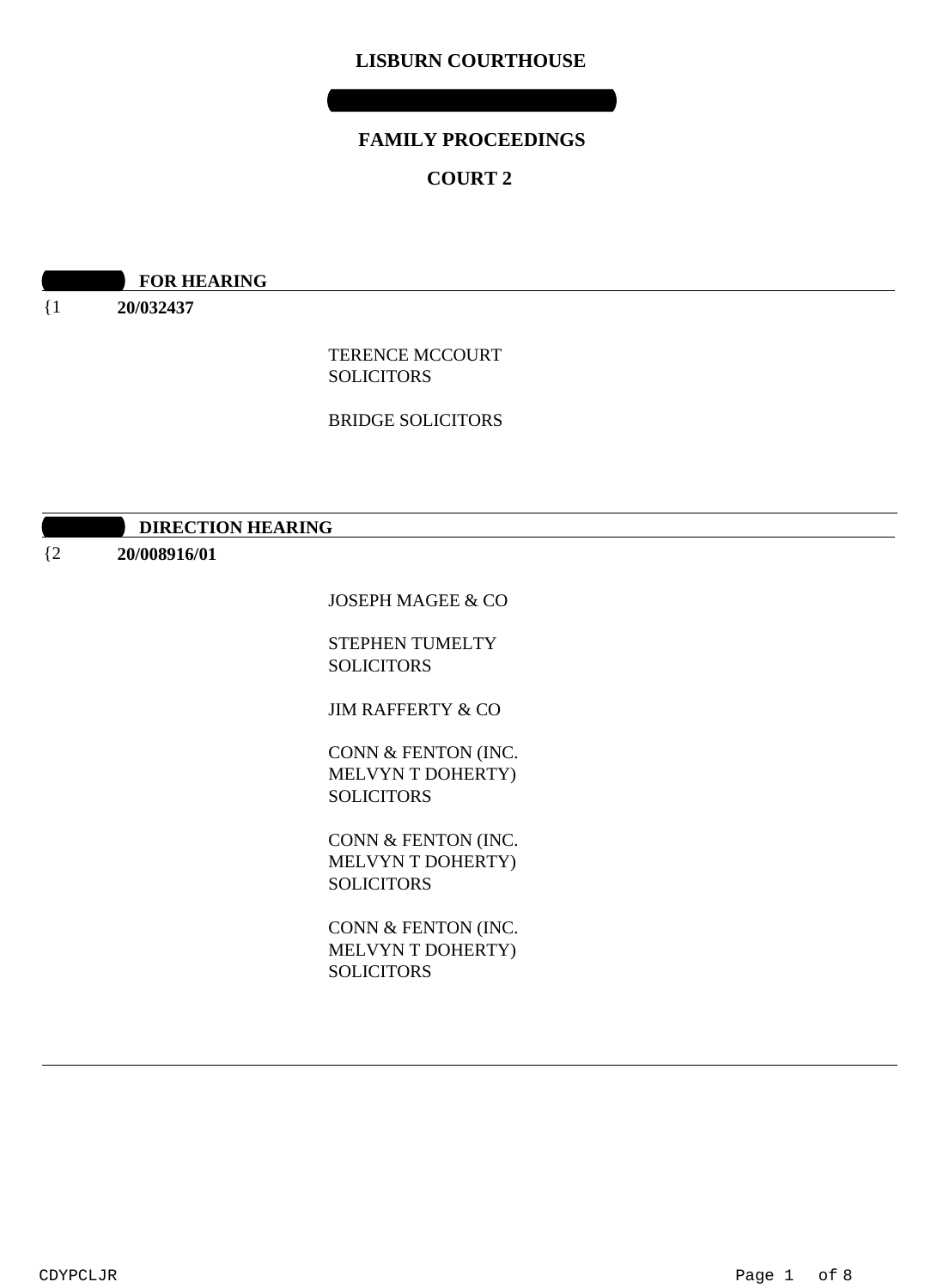# LISBURN COURTHOUSE

## FAMILY PROCEEDINGS

## COURT 2

**FOR HEARING**

{1 **20/032437**

TERENCE MCCOURT SOLICITORS

BRIDGE SOLICITORS

**DIRECTION HEARING**

{2 **20/008916/01**

JOSEPH MAGEE & CO

STEPHEN TUMELTY SOLICITORS

JIM RAFFERTY & CO

CONN & FENTON (INC. MELVYN T DOHERTY) SOLICITORS

CONN & FENTON (INC. MELVYN T DOHERTY) SOLICITORS

CONN & FENTON (INC. MELVYN T DOHERTY) SOLICITORS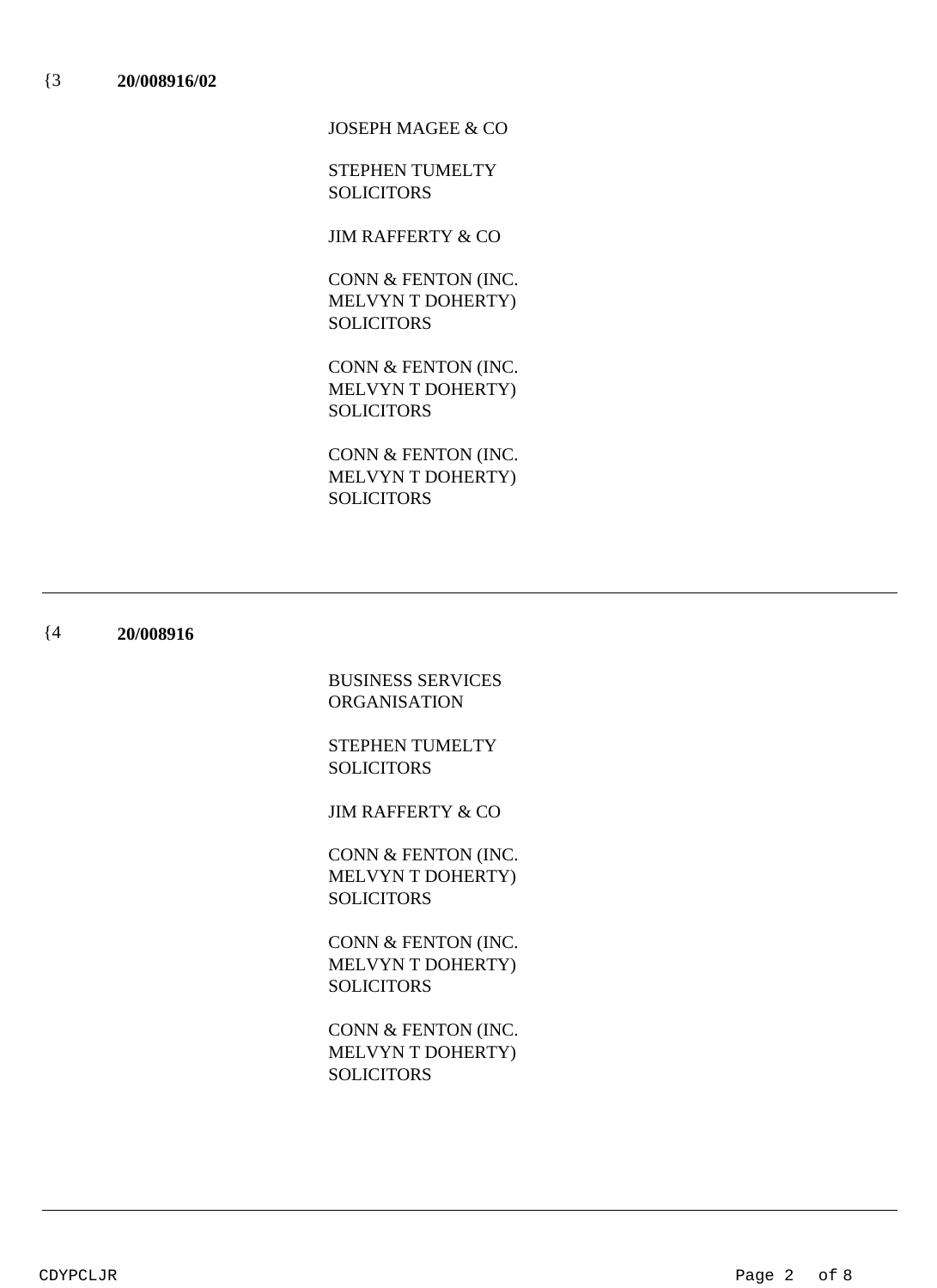{3 **20/008916/02**

JOSEPH MAGEE & CO

STEPHEN TUMELTY SOLICITORS

JIM RAFFERTY & CO

CONN & FENTON (INC. MELVYN T DOHERTY) SOLICITORS

CONN & FENTON (INC. MELVYN T DOHERTY) SOLICITORS

CONN & FENTON (INC. MELVYN T DOHERTY) SOLICITORS

---

{4 **20/008916**

BUSINESS SERVICES ORGANISATION

STEPHEN TUMELTY SOLICITORS

JIM RAFFERTY & CO

CONN & FENTON (INC. MELVYN T DOHERTY) SOLICITORS

CONN & FENTON (INC. MELVYN T DOHERTY) SOLICITORS

CONN & FENTON (INC. MELVYN T DOHERTY) SOLICITORS

---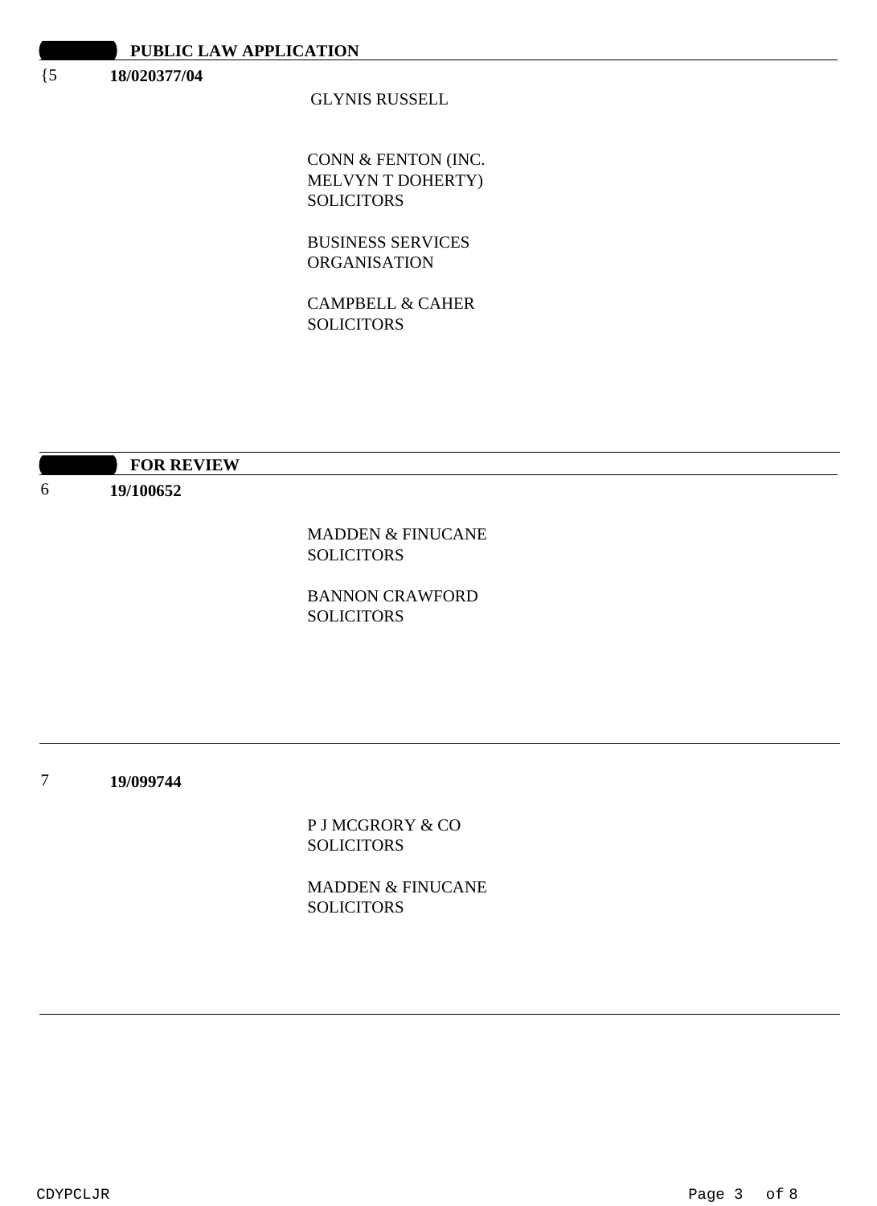## PUBLIC LAW APPLICATION

{5 **18/020377/04**

GLYNIS RUSSELL

CONN & FENTON (INC. MELVYN T DOHERTY) SOLICITORS

BUSINESS SERVICES ORGANISATION

CAMPBELL & CAHER SOLICITORS

---

## FOR REVIEW

6 **19/100652**

MADDEN & FINUCANE SOLICITORS

BANNON CRAWFORD SOLICITORS

---

7 **19/099744**

P J MCGRORY & CO SOLICITORS

MADDEN & FINUCANE SOLICITORS

---

CDYPCLJR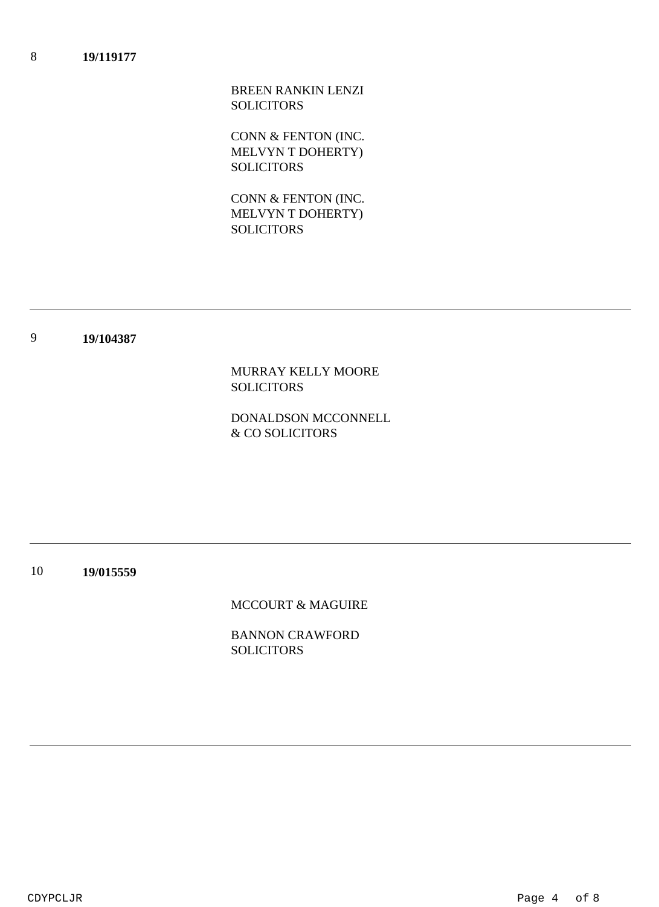8 **19/119177**

BREEN RANKIN LENZI
SOLICITORS

CONN & FENTON (INC.
MELVYN T DOHERTY)
SOLICITORS

CONN & FENTON (INC.
MELVYN T DOHERTY)
SOLICITORS

---

9 **19/104387**

MURRAY KELLY MOORE
SOLICITORS

DONALDSON MCCONNELL
& CO SOLICITORS

---

10 **19/015559**

MCCOURT & MAGUIRE

BANNON CRAWFORD
SOLICITORS

---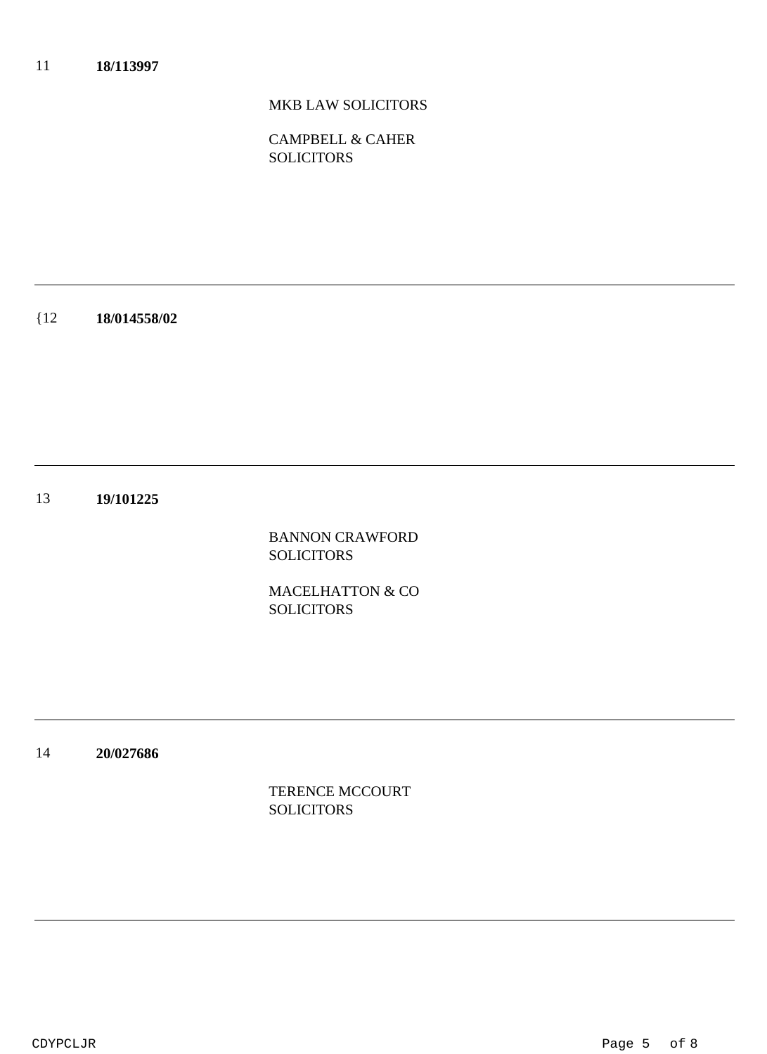11 **18/113997**

MKB LAW SOLICITORS

CAMPBELL & CAHER SOLICITORS

---

{12 **18/014558/02**

---

13 **19/101225**

BANNON CRAWFORD SOLICITORS

MACELHATTON & CO SOLICITORS

---

14 **20/027686**

TERENCE MCCOURT SOLICITORS

---

CDYPCLJR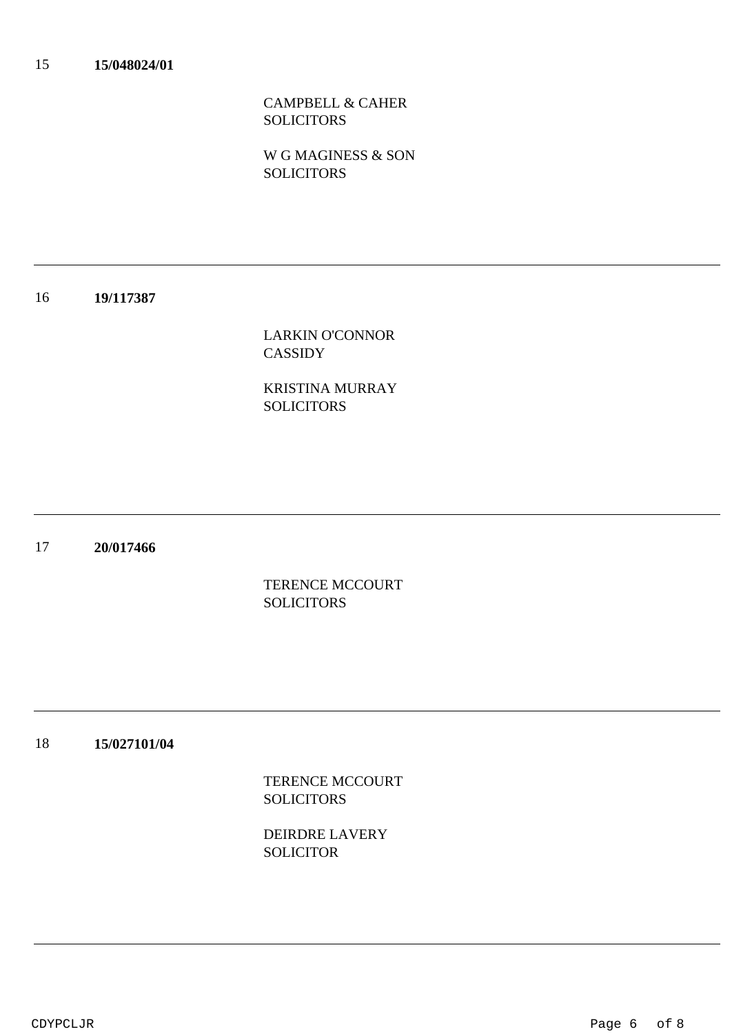15 **15/048024/01**

CAMPBELL & CAHER SOLICITORS

W G MAGINESS & SON SOLICITORS

---

16 **19/117387**

LARKIN O'CONNOR CASSIDY

KRISTINA MURRAY SOLICITORS

---

17 **20/017466**

TERENCE MCCOURT SOLICITORS

---

18 **15/027101/04**

TERENCE MCCOURT SOLICITORS

DEIRDRE LAVERY SOLICITOR

---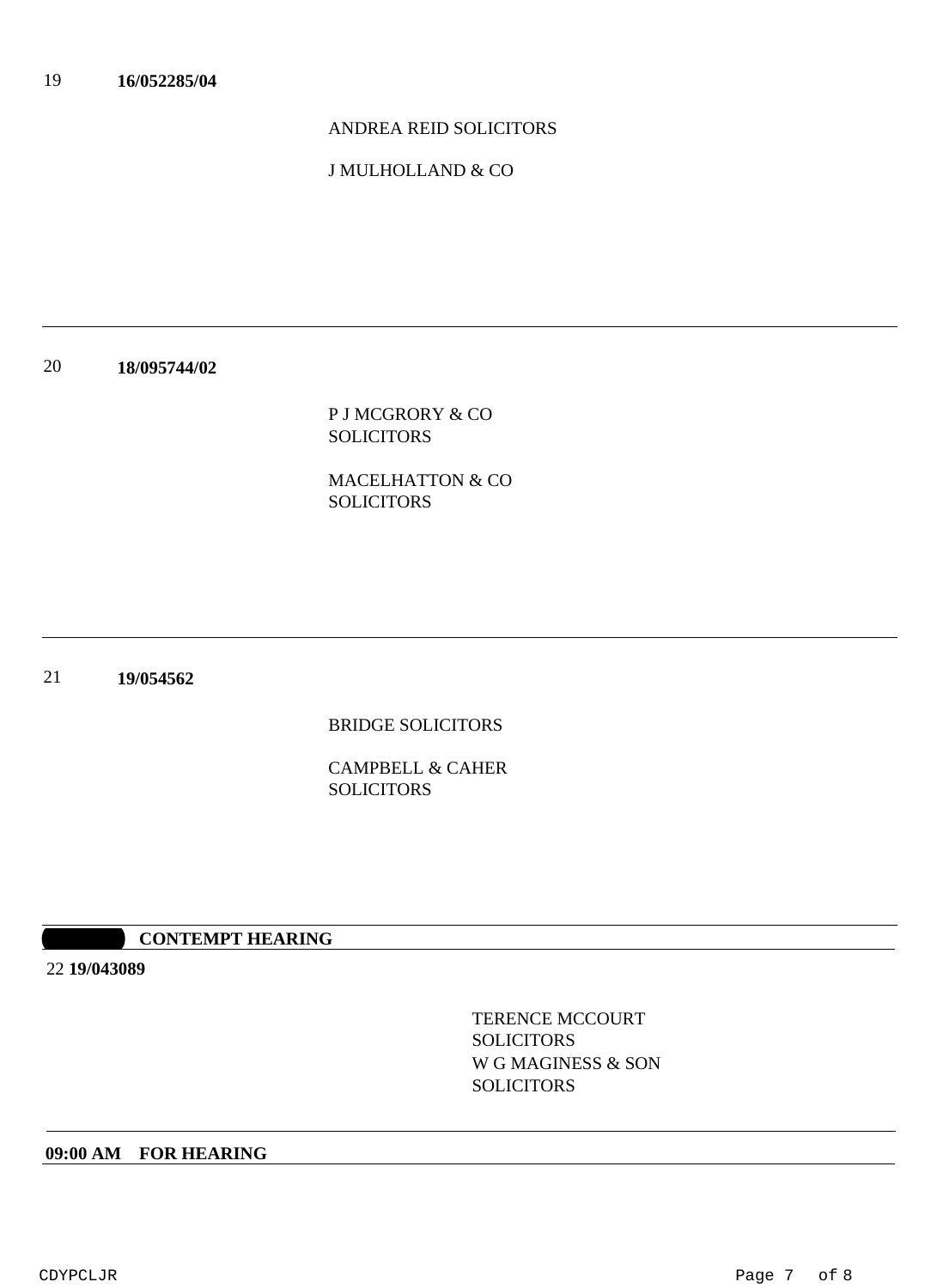19 **16/052285/04**

ANDREA REID SOLICITORS

J MULHOLLAND & CO

---

20 **18/095744/02**

P J MCGRORY & CO
SOLICITORS

MACELHATTON & CO
SOLICITORS

---

21 **19/054562**

BRIDGE SOLICITORS

CAMPBELL & CAHER
SOLICITORS

---

**CONTEMPT HEARING**

22 **19/043089**

TERENCE MCCOURT
SOLICITORS
W G MAGINESS & SON
SOLICITORS

---

**09:00 AM FOR HEARING**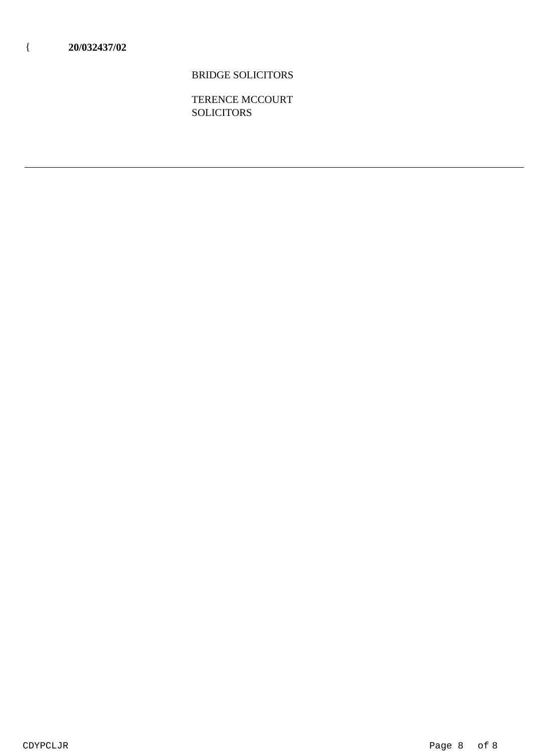{ **20/032437/02**

BRIDGE SOLICITORS

TERENCE MCCOURT
SOLICITORS

---